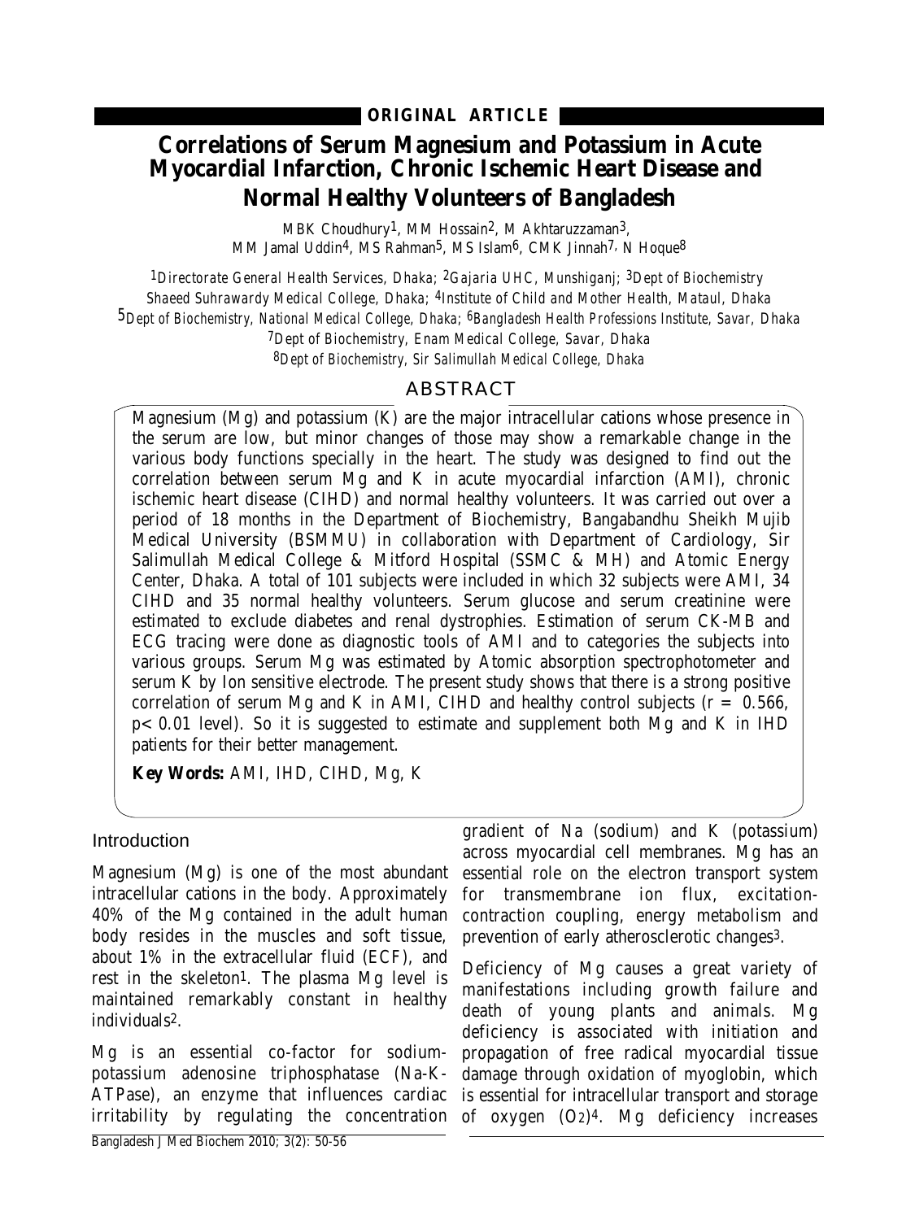**ORIGINAL ARTICLE**

# Correlations of Serum Magnesium and Potassium in Acute Myocardial Infarction, Chronic Ischemic Heart Disease and Normal Healthy Volunteers of Bangladesh

MBK Choudhury[1], MM Hossain[2], M Akhtaruzzaman[3], MM Jamal Uddin[4], MS Rahman[5], MS Islam[6], CMK Jinnah[7], N Hoque[8]

[1]Directorate General Health Services, Dhaka; [2]Gajaria UHC, Munshiganj; [3]Dept of Biochemistry Shaeed Suhrawardy Medical College, Dhaka; [4]Institute of Child and Mother Health, Mataul, Dhaka [5]Dept of Biochemistry, National Medical College, Dhaka; [6]Bangladesh Health Professions Institute, Savar, Dhaka [7]Dept of Biochemistry, Enam Medical College, Savar, Dhaka [8]Dept of Biochemistry, Sir Salimullah Medical College, Dhaka

## ABSTRACT

Magnesium (Mg) and potassium (K) are the major intracellular cations whose presence in the serum are low, but minor changes of those may show a remarkable change in the various body functions specially in the heart. The study was designed to find out the correlation between serum Mg and K in acute myocardial infarction (AMI), chronic ischemic heart disease (CIHD) and normal healthy volunteers. It was carried out over a period of 18 months in the Department of Biochemistry, Bangabandhu Sheikh Mujib Medical University (BSMMU) in collaboration with Department of Cardiology, Sir Salimullah Medical College & Mitford Hospital (SSMC & MH) and Atomic Energy Center, Dhaka. A total of 101 subjects were included in which 32 subjects were AMI, 34 CIHD and 35 normal healthy volunteers. Serum glucose and serum creatinine were estimated to exclude diabetes and renal dystrophies. Estimation of serum CK-MB and ECG tracing were done as diagnostic tools of AMI and to categories the subjects into various groups. Serum Mg was estimated by Atomic absorption spectrophotometer and serum K by Ion sensitive electrode. The present study shows that there is a strong positive correlation of serum Mg and K in AMI, CIHD and healthy control subjects ($r = 0.566$, $p < 0.01$ level). So it is suggested to estimate and supplement both Mg and K in IHD patients for their better management.

**Key Words:** AMI, IHD, CIHD, Mg, K

## Introduction

Magnesium (Mg) is one of the most abundant intracellular cations in the body. Approximately 40% of the Mg contained in the adult human body resides in the muscles and soft tissue, about 1% in the extracellular fluid (ECF), and rest in the skeleton[1]. The plasma Mg level is maintained remarkably constant in healthy individuals[2].

Mg is an essential co-factor for sodium-potassium adenosine triphosphatase (Na-K-ATPase), an enzyme that influences cardiac irritability by regulating the concentration gradient of Na (sodium) and K (potassium) across myocardial cell membranes. Mg has an essential role on the electron transport system for transmembrane ion flux, excitation-contraction coupling, energy metabolism and prevention of early atherosclerotic changes[3].

Deficiency of Mg causes a great variety of manifestations including growth failure and death of young plants and animals. Mg deficiency is associated with initiation and propagation of free radical myocardial tissue damage through oxidation of myoglobin, which is essential for intracellular transport and storage of oxygen ($O_2$)[4]. Mg deficiency increases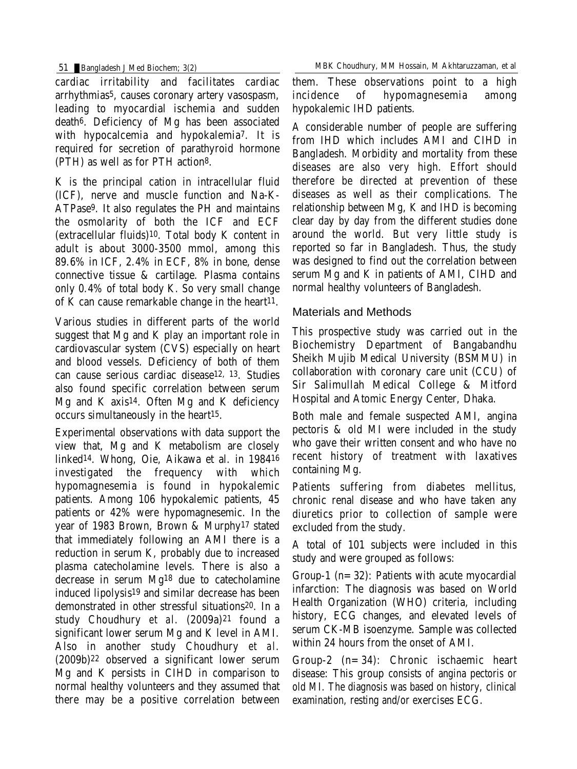cardiac irritability and facilitates cardiac arrhythmias[5], causes coronary artery vasospasm, leading to myocardial ischemia and sudden death[6]. Deficiency of Mg has been associated with hypocalcemia and hypokalemia[7]. It is required for secretion of parathyroid hormone (PTH) as well as for PTH action[8].

K is the principal cation in intracellular fluid (ICF), nerve and muscle function and Na-K-ATPase[9]. It also regulates the PH and maintains the osmolarity of both the ICF and ECF (extracellular fluids)[10]. Total body K content in adult is about 3000-3500 mmol, among this 89.6% in ICF, 2.4% in ECF, 8% in bone, dense connective tissue & cartilage. Plasma contains only 0.4% of total body K. So very small change of K can cause remarkable change in the heart[11].

Various studies in different parts of the world suggest that Mg and K play an important role in cardiovascular system (CVS) especially on heart and blood vessels. Deficiency of both of them can cause serious cardiac disease[12, 13]. Studies also found specific correlation between serum Mg and K axis[14]. Often Mg and K deficiency occurs simultaneously in the heart[15].

Experimental observations with data support the view that, Mg and K metabolism are closely linked[14]. Whong, Oie, Aikawa et al. in 1984[16] investigated the frequency with which hypomagnesemia is found in hypokalemic patients. Among 106 hypokalemic patients, 45 patients or 42% were hypomagnesemic. In the year of 1983 Brown, Brown & Murphy[17] stated that immediately following an AMI there is a reduction in serum K, probably due to increased plasma catecholamine levels. There is also a decrease in serum Mg[18] due to catecholamine induced lipolysis[19] and similar decrease has been demonstrated in other stressful situations[20]. In a study Choudhury *et al.* (2009a)[21] found a significant lower serum Mg and K level in AMI. Also in another study Choudhury *et al.* (2009b)[22] observed a significant lower serum Mg and K persists in CIHD in comparison to normal healthy volunteers and they assumed that there may be a positive correlation between them. These observations point to a high incidence of hypomagnesemia among hypokalemic IHD patients.

A considerable number of people are suffering from IHD which includes AMI and CIHD in Bangladesh. Morbidity and mortality from these diseases are also very high. Effort should therefore be directed at prevention of these diseases as well as their complications. The relationship between Mg, K and IHD is becoming clear day by day from the different studies done around the world. But very little study is reported so far in Bangladesh. Thus, the study was designed to find out the correlation between serum Mg and K in patients of AMI, CIHD and normal healthy volunteers of Bangladesh.

## Materials and Methods

This prospective study was carried out in the Biochemistry Department of Bangabandhu Sheikh Mujib Medical University (BSMMU) in collaboration with coronary care unit (CCU) of Sir Salimullah Medical College & Mitford Hospital and Atomic Energy Center, Dhaka.

Both male and female suspected AMI, angina pectoris & old MI were included in the study who gave their written consent and who have no recent history of treatment with laxatives containing Mg.

Patients suffering from diabetes mellitus, chronic renal disease and who have taken any diuretics prior to collection of sample were excluded from the study.

A total of 101 subjects were included in this study and were grouped as follows:

Group-1 (n= 32): Patients with acute myocardial infarction: The diagnosis was based on World Health Organization (WHO) criteria, including history, ECG changes, and elevated levels of serum CK-MB isoenzyme. Sample was collected within 24 hours from the onset of AMI.

Group-2 (n= 34): Chronic ischaemic heart disease: This group consists of angina pectoris or old MI. The diagnosis was based on history, clinical examination, resting and/or exercises ECG.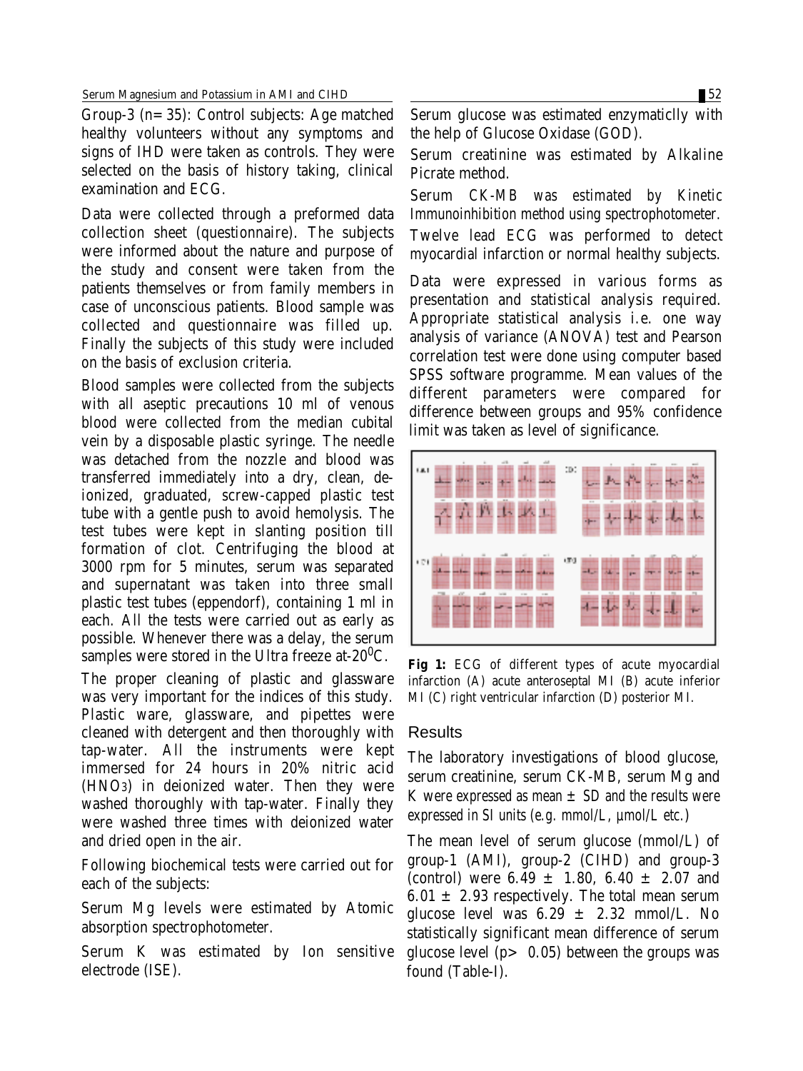Group-3 (n= 35): Control subjects: Age matched healthy volunteers without any symptoms and signs of IHD were taken as controls. They were selected on the basis of history taking, clinical examination and ECG.

Data were collected through a preformed data collection sheet (questionnaire). The subjects were informed about the nature and purpose of the study and consent were taken from the patients themselves or from family members in case of unconscious patients. Blood sample was collected and questionnaire was filled up. Finally the subjects of this study were included on the basis of exclusion criteria.

Blood samples were collected from the subjects with all aseptic precautions 10 ml of venous blood were collected from the median cubital vein by a disposable plastic syringe. The needle was detached from the nozzle and blood was transferred immediately into a dry, clean, de-ionized, graduated, screw-capped plastic test tube with a gentle push to avoid hemolysis. The test tubes were kept in slanting position till formation of clot. Centrifuging the blood at 3000 rpm for 5 minutes, serum was separated and supernatant was taken into three small plastic test tubes (eppendorf), containing 1 ml in each. All the tests were carried out as early as possible. Whenever there was a delay, the serum samples were stored in the Ultra freeze at-20$^0$C.

The proper cleaning of plastic and glassware was very important for the indices of this study. Plastic ware, glassware, and pipettes were cleaned with detergent and then thoroughly with tap-water. All the instruments were kept immersed for 24 hours in 20% nitric acid ($HNO_3$) in deionized water. Then they were washed thoroughly with tap-water. Finally they were washed three times with deionized water and dried open in the air.

Following biochemical tests were carried out for each of the subjects:

Serum Mg levels were estimated by Atomic absorption spectrophotometer.

Serum K was estimated by Ion sensitive electrode (ISE).

Serum glucose was estimated enzymaticlly with the help of Glucose Oxidase (GOD).

Serum creatinine was estimated by Alkaline Picrate method.

Serum CK-MB was estimated by Kinetic Immunoinhibition method using spectrophotometer.

Twelve lead ECG was performed to detect myocardial infarction or normal healthy subjects.

Data were expressed in various forms as presentation and statistical analysis required. Appropriate statistical analysis i.e. one way analysis of variance (ANOVA) test and Pearson correlation test were done using computer based SPSS software programme. Mean values of the different parameters were compared for difference between groups and 95% confidence limit was taken as level of significance.

**Fig 1:** ECG of different types of acute myocardial infarction (A) acute anteroseptal MI (B) acute inferior MI (C) right ventricular infarction (D) posterior MI.

## Results

The laboratory investigations of blood glucose, serum creatinine, serum CK-MB, serum Mg and K were expressed as mean ± SD and the results were expressed in SI units (e.g. mmol/L, µmol/L etc.)

The mean level of serum glucose (mmol/L) of group-1 (AMI), group-2 (CIHD) and group-3 (control) were 6.49 ± 1.80, 6.40 ± 2.07 and 6.01 ± 2.93 respectively. The total mean serum glucose level was 6.29 ± 2.32 mmol/L. No statistically significant mean difference of serum glucose level ($p > 0.05$) between the groups was found (Table-I).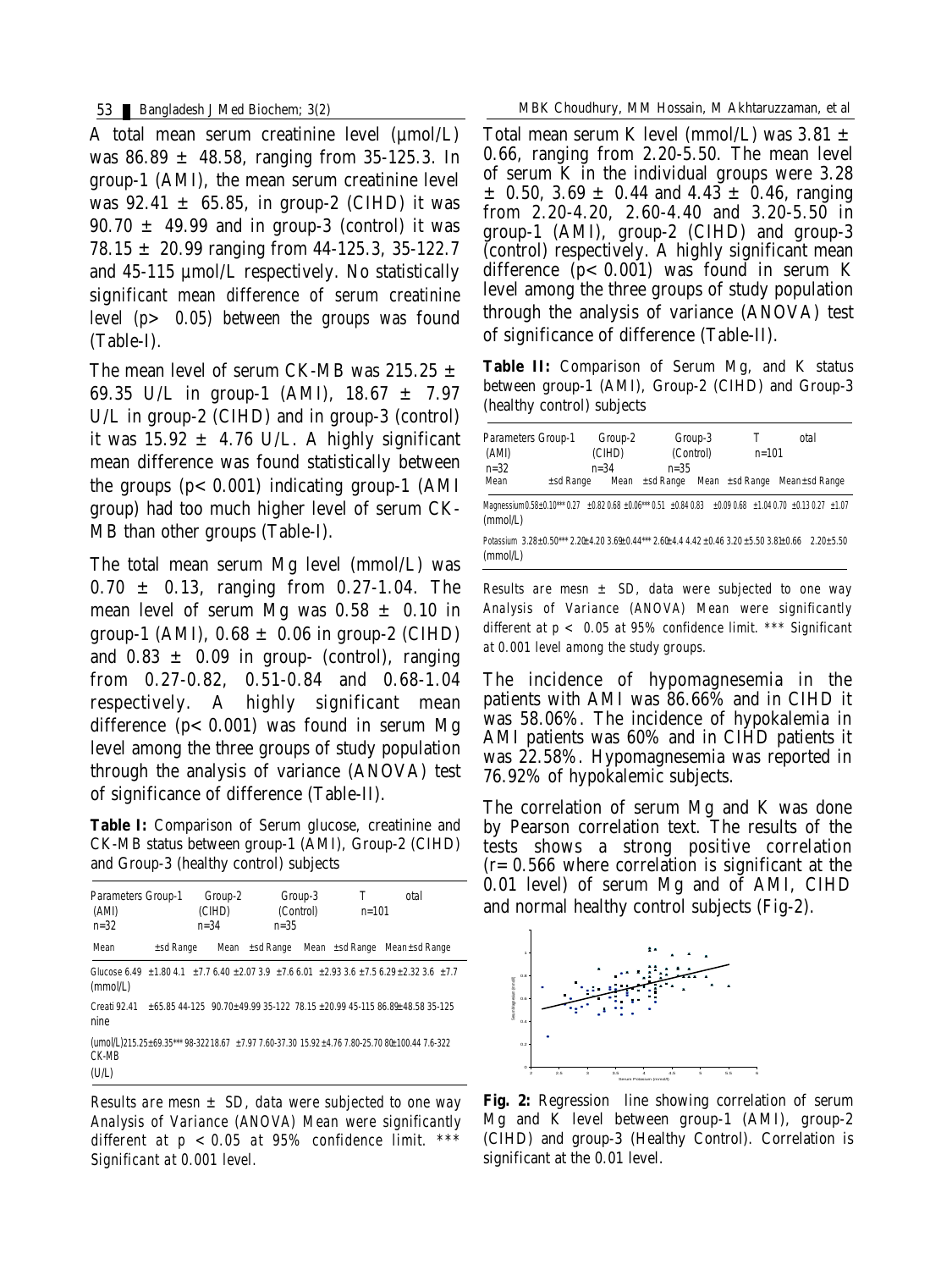A total mean serum creatinine level (µmol/L) was 86.89 ± 48.58, ranging from 35-125.3. In group-1 (AMI), the mean serum creatinine level was 92.41 ± 65.85, in group-2 (CIHD) it was 90.70 ± 49.99 and in group-3 (control) it was 78.15 ± 20.99 ranging from 44-125.3, 35-122.7 and 45-115 µmol/L respectively. No statistically significant mean difference of serum creatinine level ($p > 0.05$) between the groups was found (Table-I).

The mean level of serum CK-MB was 215.25 ± 69.35 U/L in group-1 (AMI), 18.67 ± 7.97 U/L in group-2 (CIHD) and in group-3 (control) it was 15.92 ± 4.76 U/L. A highly significant mean difference was found statistically between the groups ($p < 0.001$) indicating group-1 (AMI group) had too much higher level of serum CK-MB than other groups (Table-I).

The total mean serum Mg level (mmol/L) was 0.70 ± 0.13, ranging from 0.27-1.04. The mean level of serum Mg was 0.58 ± 0.10 in group-1 (AMI), 0.68 ± 0.06 in group-2 (CIHD) and 0.83 ± 0.09 in group- (control), ranging from 0.27-0.82, 0.51-0.84 and 0.68-1.04 respectively. A highly significant mean difference ($p < 0.001$) was found in serum Mg level among the three groups of study population through the analysis of variance (ANOVA) test of significance of difference (Table-II).

**Table I:** Comparison of Serum glucose, creatinine and CK-MB status between group-1 (AMI), Group-2 (CIHD) and Group-3 (healthy control) subjects

| Parameters | Group-1 (AMI) n=32 | | Group-2 (CIHD) n=34 | | Group-3 (Control) n=35 | | Total n=101 | |
|---|---|---|---|---|---|---|---|---|
| | Mean ±sd | Range | Mean ±sd | Range | Mean ±sd | Range | Mean±sd | Range |
| Glucose (mmol/L) | 6.49 ±1.80 | 4.1 ±7.7 | 6.40 ±2.07 | 3.9 ±7.6 | 6.01 ±2.93 | 3.6 ±7.5 | 6.29±2.32 | 3.6 ±7.7 |
| Creatinine (umol/L) | 92.41 ±65.85 | 44-125 | 90.70±49.99 | 35-122 | 78.15 ±20.99 | 45-115 | 86.89±48.58 | 35-125 |
| CK-MB (U/L) | 215.25±69.35*** | 98-322 | 18.67 ±7.97 | 7.60-37.30 | 15.92 ±4.76 | 7.80-25.70 | 80±100.44 | 7.6-322 |

Results are mesn ± SD, data were subjected to one way Analysis of Variance (ANOVA) Mean were significantly different at $p < 0.05$ at 95% confidence limit. *** Significant at 0.001 level.

Total mean serum K level (mmol/L) was 3.81 ± 0.66, ranging from 2.20-5.50. The mean level of serum K in the individual groups were 3.28 ± 0.50, 3.69 ± 0.44 and 4.43 ± 0.46, ranging from 2.20-4.20, 2.60-4.40 and 3.20-5.50 in group-1 (AMI), group-2 (CIHD) and group-3 (control) respectively. A highly significant mean difference ($p < 0.001$) was found in serum K level among the three groups of study population through the analysis of variance (ANOVA) test of significance of difference (Table-II).

**Table II:** Comparison of Serum Mg, and K status between group-1 (AMI), Group-2 (CIHD) and Group-3 (healthy control) subjects

| Parameters | Group-1 (AMI) n=32 | | Group-2 (CIHD) n=34 | | Group-3 (Control) n=35 | | Total n=101 | |
|---|---|---|---|---|---|---|---|---|
| | Mean ±sd | Range | Mean ±sd | Range | Mean ±sd | Range | Mean±sd | Range |
| Magnessium (mmol/L) | 0.58±0.10*** | 0.27 ±0.82 | 0.68 ±0.06*** | 0.51 ±0.84 | 0.83 ±0.09 | 0.68 ±1.04 | 0.70 ±0.13 | 0.27 ±1.07 |
| Potassium (mmol/L) | 3.28±0.50*** | 2.20±4.20 | 3.69±0.44*** | 2.60±4.4 | 4.42 ±0.46 | 3.20 ±5.50 | 3.81±0.66 | 2.20±5.50 |

Results are mesn ± SD, data were subjected to one way Analysis of Variance (ANOVA) Mean were significantly different at $p < 0.05$ at 95% confidence limit. *** Significant at 0.001 level among the study groups.

The incidence of hypomagnesemia in the patients with AMI was 86.66% and in CIHD it was 58.06%. The incidence of hypokalemia in AMI patients was 60% and in CIHD patients it was 22.58%. Hypomagnesemia was reported in 76.92% of hypokalemic subjects.

The correlation of serum Mg and K was done by Pearson correlation text. The results of the tests shows a strong positive correlation ($r = 0.566$ where correlation is significant at the 0.01 level) of serum Mg and of AMI, CIHD and normal healthy control subjects (Fig-2).

**Fig. 2:** Regression line showing correlation of serum Mg and K level between group-1 (AMI), group-2 (CIHD) and group-3 (Healthy Control). Correlation is significant at the 0.01 level.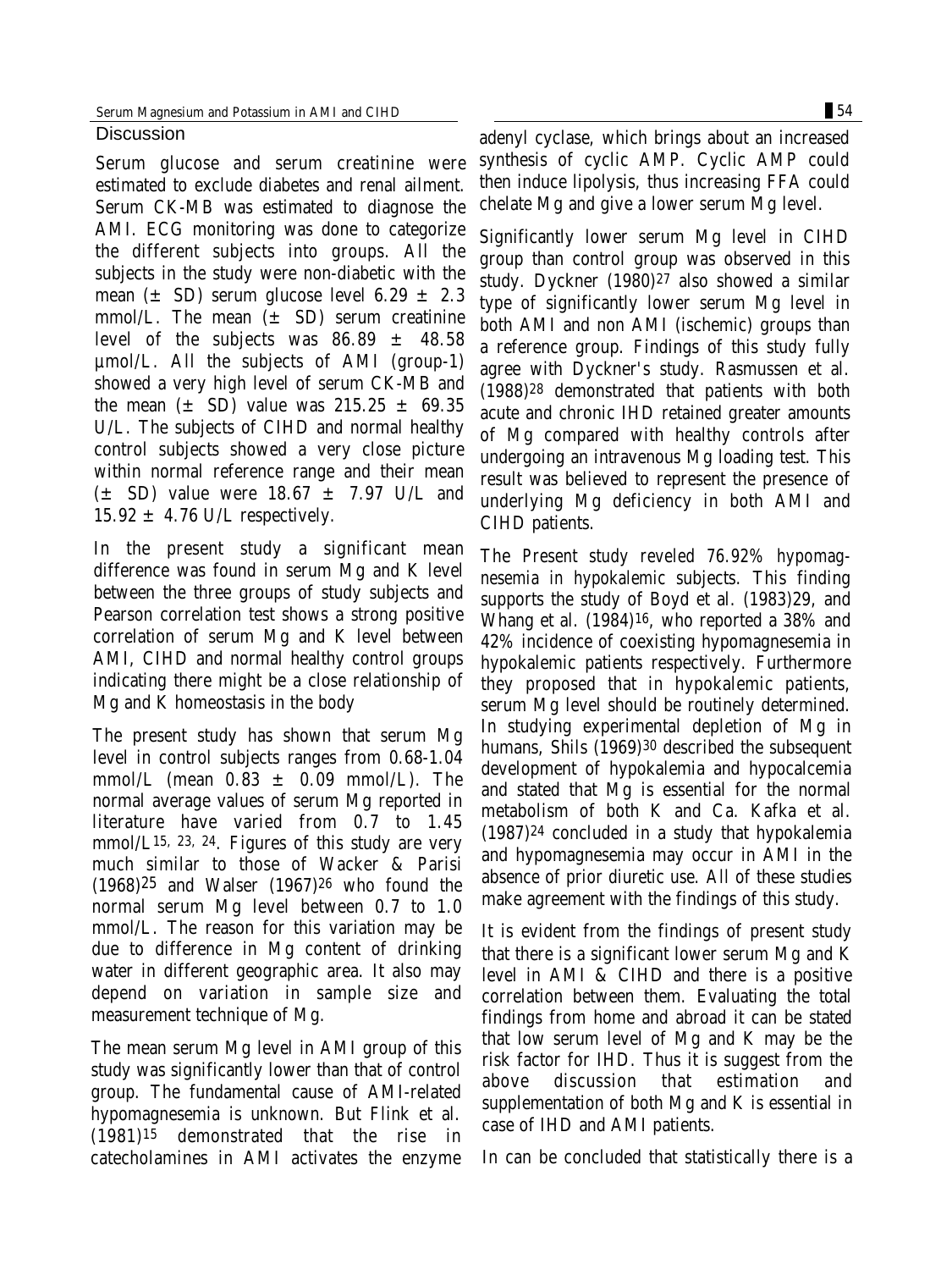## Discussion

Serum glucose and serum creatinine were estimated to exclude diabetes and renal ailment. Serum CK-MB was estimated to diagnose the AMI. ECG monitoring was done to categorize the different subjects into groups. All the subjects in the study were non-diabetic with the mean (± SD) serum glucose level 6.29 ± 2.3 mmol/L. The mean (± SD) serum creatinine level of the subjects was 86.89 ± 48.58 µmol/L. All the subjects of AMI (group-1) showed a very high level of serum CK-MB and the mean (± SD) value was 215.25 ± 69.35 U/L. The subjects of CIHD and normal healthy control subjects showed a very close picture within normal reference range and their mean (± SD) value were 18.67 ± 7.97 U/L and 15.92 ± 4.76 U/L respectively.

In the present study a significant mean difference was found in serum Mg and K level between the three groups of study subjects and Pearson correlation test shows a strong positive correlation of serum Mg and K level between AMI, CIHD and normal healthy control groups indicating there might be a close relationship of Mg and K homeostasis in the body

The present study has shown that serum Mg level in control subjects ranges from 0.68-1.04 mmol/L (mean 0.83 ± 0.09 mmol/L). The normal average values of serum Mg reported in literature have varied from 0.7 to 1.45 mmol/L[15, 23, 24]. Figures of this study are very much similar to those of Wacker & Parisi (1968)[25] and Walser (1967)[26] who found the normal serum Mg level between 0.7 to 1.0 mmol/L. The reason for this variation may be due to difference in Mg content of drinking water in different geographic area. It also may depend on variation in sample size and measurement technique of Mg.

The mean serum Mg level in AMI group of this study was significantly lower than that of control group. The fundamental cause of AMI-related hypomagnesemia is unknown. But Flink et al. (1981)[15] demonstrated that the rise in catecholamines in AMI activates the enzyme adenyl cyclase, which brings about an increased synthesis of cyclic AMP. Cyclic AMP could then induce lipolysis, thus increasing FFA could chelate Mg and give a lower serum Mg level.

Significantly lower serum Mg level in CIHD group than control group was observed in this study. Dyckner (1980)[27] also showed a similar type of significantly lower serum Mg level in both AMI and non AMI (ischemic) groups than a reference group. Findings of this study fully agree with Dyckner's study. Rasmussen et al. (1988)[28] demonstrated that patients with both acute and chronic IHD retained greater amounts of Mg compared with healthy controls after undergoing an intravenous Mg loading test. This result was believed to represent the presence of underlying Mg deficiency in both AMI and CIHD patients.

The Present study reveled 76.92% hypomagnesemia in hypokalemic subjects. This finding supports the study of Boyd et al. (1983)[29], and Whang et al. (1984)[16], who reported a 38% and 42% incidence of coexisting hypomagnesemia in hypokalemic patients respectively. Furthermore they proposed that in hypokalemic patients, serum Mg level should be routinely determined. In studying experimental depletion of Mg in humans, Shils (1969)[30] described the subsequent development of hypokalemia and hypocalcemia and stated that Mg is essential for the normal metabolism of both K and Ca. Kafka et al. (1987)[24] concluded in a study that hypokalemia and hypomagnesemia may occur in AMI in the absence of prior diuretic use. All of these studies make agreement with the findings of this study.

It is evident from the findings of present study that there is a significant lower serum Mg and K level in AMI & CIHD and there is a positive correlation between them. Evaluating the total findings from home and abroad it can be stated that low serum level of Mg and K may be the risk factor for IHD. Thus it is suggest from the above discussion that estimation and supplementation of both Mg and K is essential in case of IHD and AMI patients.

In can be concluded that statistically there is a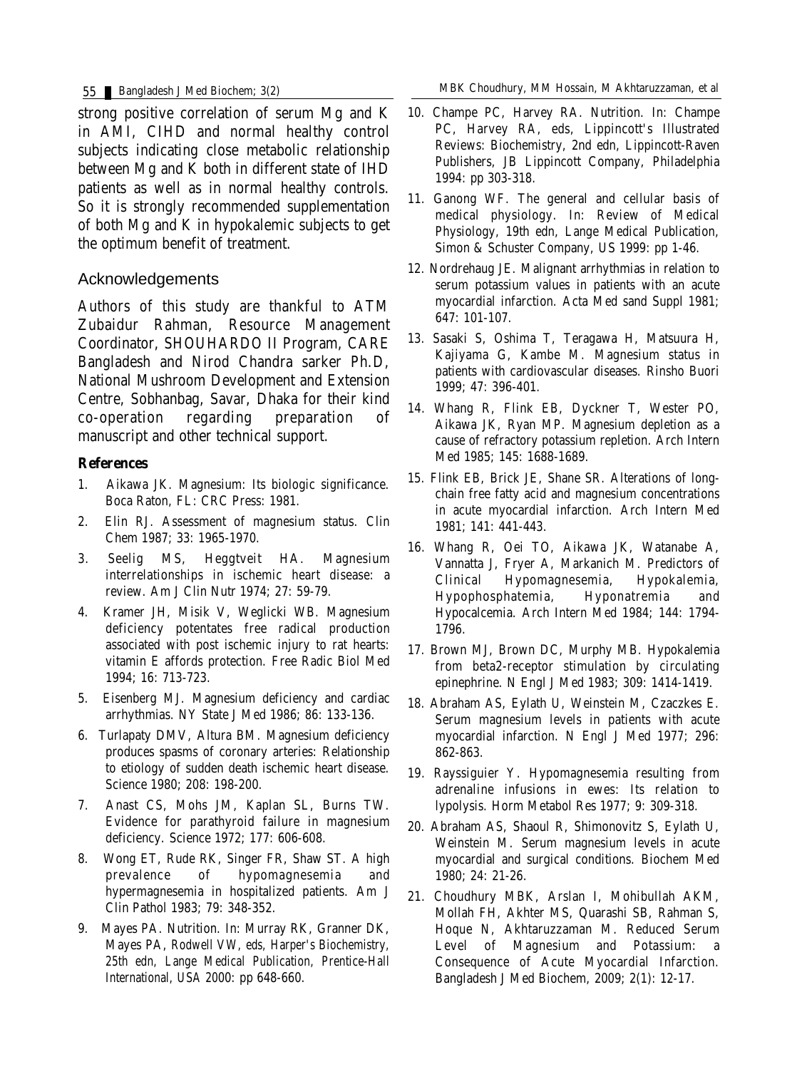strong positive correlation of serum Mg and K in AMI, CIHD and normal healthy control subjects indicating close metabolic relationship between Mg and K both in different state of IHD patients as well as in normal healthy controls. So it is strongly recommended supplementation of both Mg and K in hypokalemic subjects to get the optimum benefit of treatment.

## Acknowledgements

Authors of this study are thankful to ATM Zubaidur Rahman, Resource Management Coordinator, SHOUHARDO II Program, CARE Bangladesh and Nirod Chandra sarker Ph.D, National Mushroom Development and Extension Centre, Sobhanbag, Savar, Dhaka for their kind co-operation regarding preparation of manuscript and other technical support.

### References

1. Aikawa JK. Magnesium: Its biologic significance. Boca Raton, FL: CRC Press: 1981.
2. Elin RJ. Assessment of magnesium status. Clin Chem 1987; 33: 1965-1970.
3. Seelig MS, Heggtveit HA. Magnesium interrelationships in ischemic heart disease: a review. Am J Clin Nutr 1974; 27: 59-79.
4. Kramer JH, Misik V, Weglicki WB. Magnesium deficiency potentates free radical production associated with post ischemic injury to rat hearts: vitamin E affords protection. Free Radic Biol Med 1994; 16: 713-723.
5. Eisenberg MJ. Magnesium deficiency and cardiac arrhythmias. NY State J Med 1986; 86: 133-136.
6. Turlapaty DMV, Altura BM. Magnesium deficiency produces spasms of coronary arteries: Relationship to etiology of sudden death ischemic heart disease. Science 1980; 208: 198-200.
7. Anast CS, Mohs JM, Kaplan SL, Burns TW. Evidence for parathyroid failure in magnesium deficiency. Science 1972; 177: 606-608.
8. Wong ET, Rude RK, Singer FR, Shaw ST. A high prevalence of hypomagnesemia and hypermagnesemia in hospitalized patients. Am J Clin Pathol 1983; 79: 348-352.
9. Mayes PA. Nutrition. In: Murray RK, Granner DK, Mayes PA, Rodwell VW, eds, Harper's Biochemistry, 25th edn, Lange Medical Publication, Prentice-Hall International, USA 2000: pp 648-660.
10. Champe PC, Harvey RA. Nutrition. In: Champe PC, Harvey RA, eds, Lippincott's Illustrated Reviews: Biochemistry, 2nd edn, Lippincott-Raven Publishers, JB Lippincott Company, Philadelphia 1994: pp 303-318.
11. Ganong WF. The general and cellular basis of medical physiology. In: Review of Medical Physiology, 19th edn, Lange Medical Publication, Simon & Schuster Company, US 1999: pp 1-46.
12. Nordrehaug JE. Malignant arrhythmias in relation to serum potassium values in patients with an acute myocardial infarction. Acta Med sand Suppl 1981; 647: 101-107.
13. Sasaki S, Oshima T, Teragawa H, Matsuura H, Kajiyama G, Kambe M. Magnesium status in patients with cardiovascular diseases. Rinsho Buori 1999; 47: 396-401.
14. Whang R, Flink EB, Dyckner T, Wester PO, Aikawa JK, Ryan MP. Magnesium depletion as a cause of refractory potassium repletion. Arch Intern Med 1985; 145: 1688-1689.
15. Flink EB, Brick JE, Shane SR. Alterations of long-chain free fatty acid and magnesium concentrations in acute myocardial infarction. Arch Intern Med 1981; 141: 441-443.
16. Whang R, Oei TO, Aikawa JK, Watanabe A, Vannatta J, Fryer A, Markanich M. Predictors of Clinical Hypomagnesemia, Hypokalemia, Hypophosphatemia, Hyponatremia and Hypocalcemia. Arch Intern Med 1984; 144: 1794-1796.
17. Brown MJ, Brown DC, Murphy MB. Hypokalemia from beta2-receptor stimulation by circulating epinephrine. N Engl J Med 1983; 309: 1414-1419.
18. Abraham AS, Eylath U, Weinstein M, Czaczkes E. Serum magnesium levels in patients with acute myocardial infarction. N Engl J Med 1977; 296: 862-863.
19. Rayssiguier Y. Hypomagnesemia resulting from adrenaline infusions in ewes: Its relation to lypolysis. Horm Metabol Res 1977; 9: 309-318.
20. Abraham AS, Shaoul R, Shimonovitz S, Eylath U, Weinstein M. Serum magnesium levels in acute myocardial and surgical conditions. Biochem Med 1980; 24: 21-26.
21. Choudhury MBK, Arslan I, Mohibullah AKM, Mollah FH, Akhter MS, Quarashi SB, Rahman S, Hoque N, Akhtaruzzaman M. Reduced Serum Level of Magnesium and Potassium: a Consequence of Acute Myocardial Infarction. Bangladesh J Med Biochem, 2009; 2(1): 12-17.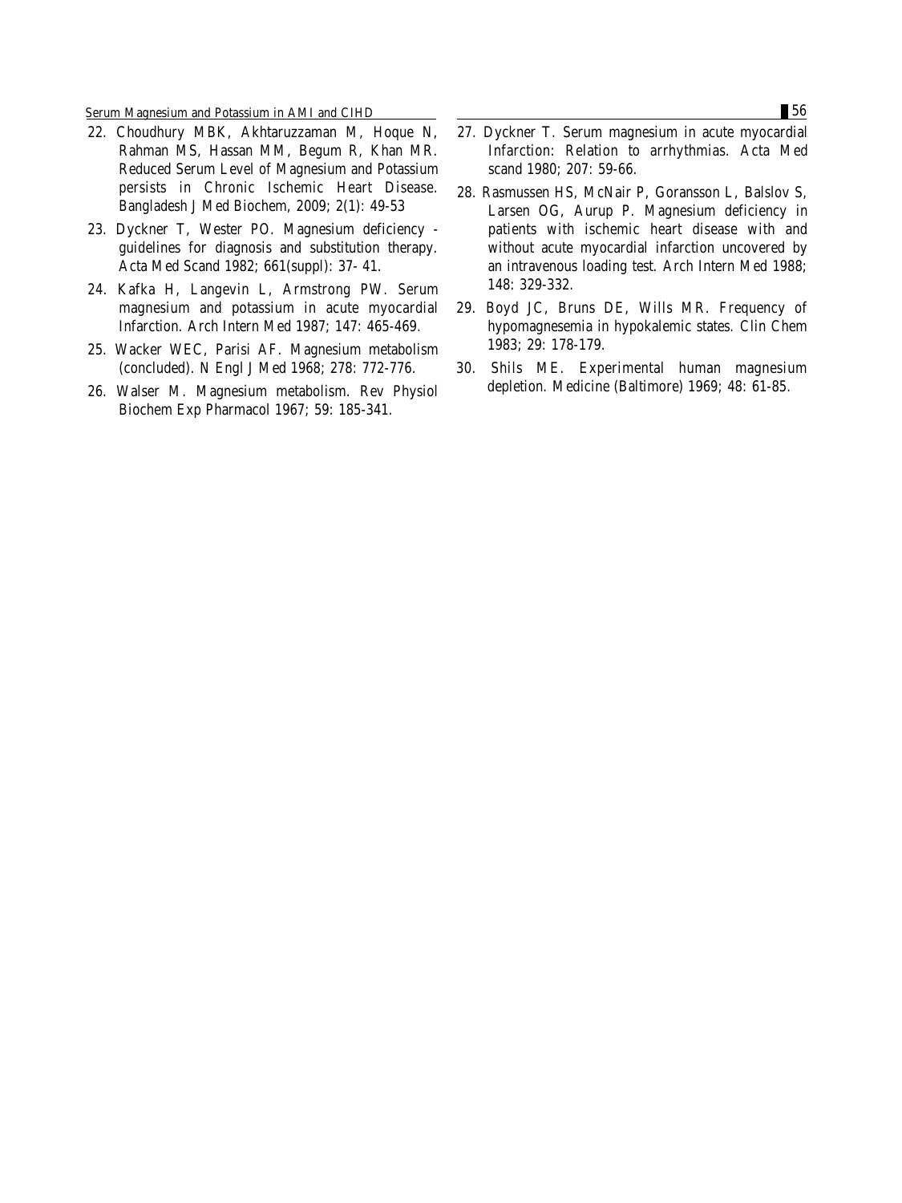22. Choudhury MBK, Akhtaruzzaman M, Hoque N, Rahman MS, Hassan MM, Begum R, Khan MR. Reduced Serum Level of Magnesium and Potassium persists in Chronic Ischemic Heart Disease. Bangladesh J Med Biochem, 2009; 2(1): 49-53
23. Dyckner T, Wester PO. Magnesium deficiency - guidelines for diagnosis and substitution therapy. Acta Med Scand 1982; 661(suppl): 37- 41.
24. Kafka H, Langevin L, Armstrong PW. Serum magnesium and potassium in acute myocardial Infarction. Arch Intern Med 1987; 147: 465-469.
25. Wacker WEC, Parisi AF. Magnesium metabolism (concluded). N Engl J Med 1968; 278: 772-776.
26. Walser M. Magnesium metabolism. Rev Physiol Biochem Exp Pharmacol 1967; 59: 185-341.
27. Dyckner T. Serum magnesium in acute myocardial Infarction: Relation to arrhythmias. Acta Med scand 1980; 207: 59-66.
28. Rasmussen HS, McNair P, Goransson L, Balslov S, Larsen OG, Aurup P. Magnesium deficiency in patients with ischemic heart disease with and without acute myocardial infarction uncovered by an intravenous loading test. Arch Intern Med 1988; 148: 329-332.
29. Boyd JC, Bruns DE, Wills MR. Frequency of hypomagnesemia in hypokalemic states. Clin Chem 1983; 29: 178-179.
30. Shils ME. Experimental human magnesium depletion. Medicine (Baltimore) 1969; 48: 61-85.